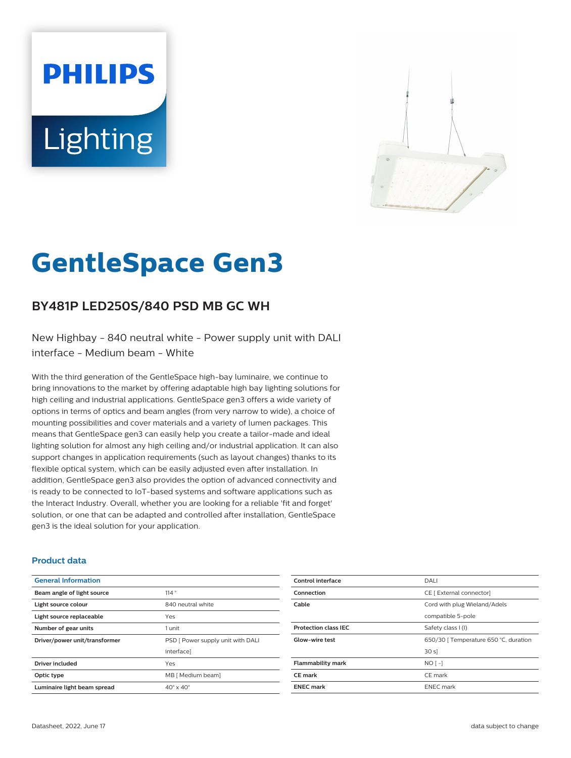PHILIPS

Lighting

# GentleSpace Gen3

## BY481P LED250S/840 PSD MB GC WH

New Highbay - 840 neutral white - Power supply unit with DALI interface - Medium beam - White

With the third generation of the GentleSpace high-bay luminaire, we continue to bring innovations to the market by offering adaptable high bay lighting solutions for high ceiling and industrial applications. GentleSpace gen3 offers a wide variety of options in terms of optics and beam angles (from very narrow to wide), a choice of mounting possibilities and cover materials and a variety of lumen packages. This means that GentleSpace gen3 can easily help you create a tailor-made and ideal lighting solution for almost any high ceiling and/or industrial application. It can also support changes in application requirements (such as layout changes) thanks to its flexible optical system, which can be easily adjusted even after installation. In addition, GentleSpace gen3 also provides the option of advanced connectivity and is ready to be connected to IoT-based systems and software applications such as the Interact Industry. Overall, whether you are looking for a reliable 'fit and forget' solution, or one that can be adapted and controlled after installation, GentleSpace gen3 is the ideal solution for your application.

### Product data

| General Information | |
|---|---|
| Beam angle of light source | 114 ° |
| Light source colour | 840 neutral white |
| Light source replaceable | Yes |
| Number of gear units | 1 unit |
| Driver/power unit/transformer | PSD [ Power supply unit with DALI interface] |
| Driver included | Yes |
| Optic type | MB [ Medium beam] |
| Luminaire light beam spread | 40° x 40° |

| | |
|---|---|
| Control interface | DALI |
| Connection | CE [ External connector] |
| Cable | Cord with plug Wieland/Adels compatible 5-pole |
| Protection class IEC | Safety class I (I) |
| Glow-wire test | 650/30 [ Temperature 650 °C, duration 30 s] |
| Flammability mark | NO [ -] |
| CE mark | CE mark |
| ENEC mark | ENEC mark |

Datasheet, 2022, June 17 — data subject to change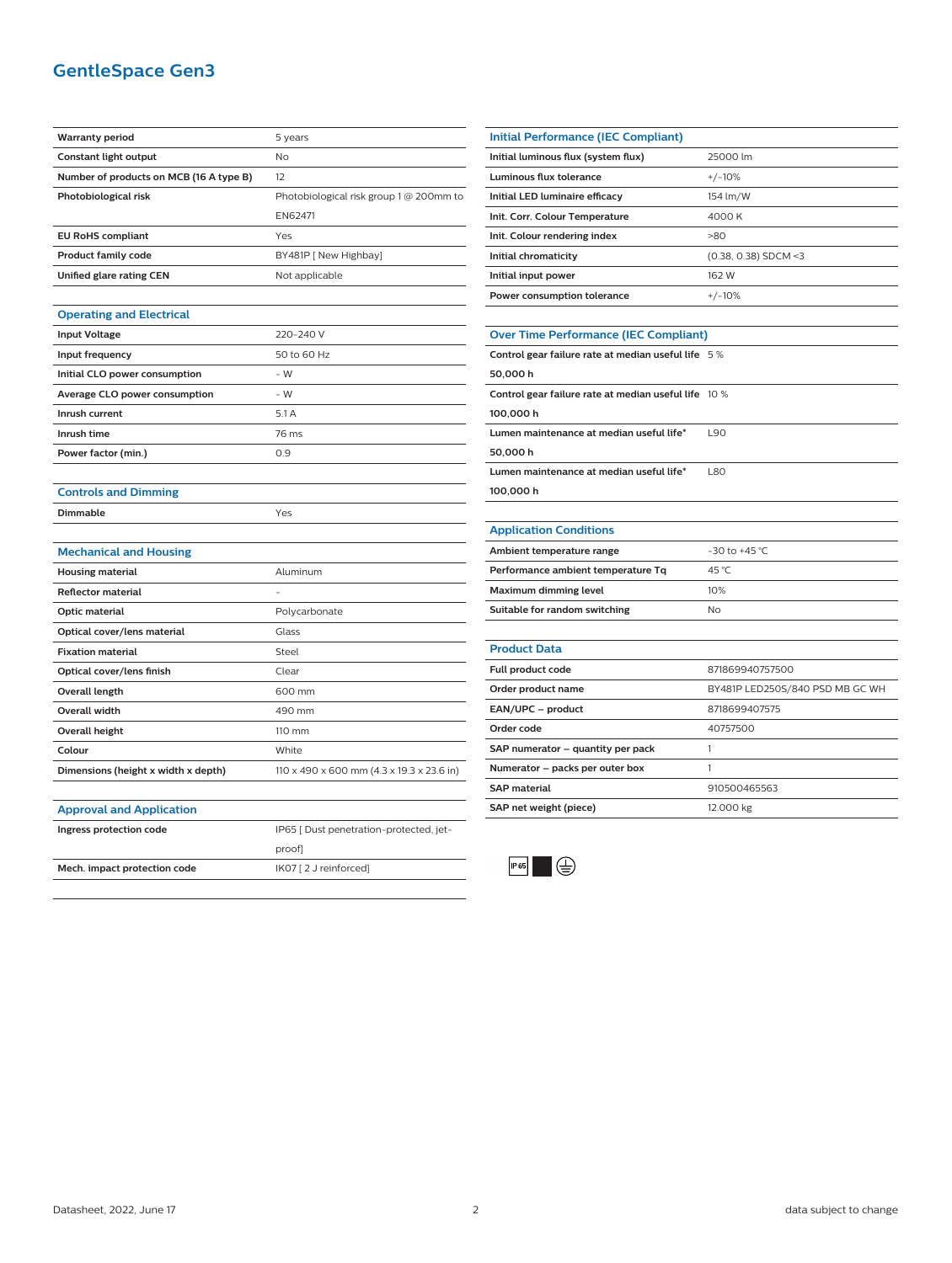# GentleSpace Gen3

| | |
|---|---|
| **Warranty period** | 5 years |
| **Constant light output** | No |
| **Number of products on MCB (16 A type B)** | 12 |
| **Photobiological risk** | Photobiological risk group 1 @ 200mm to EN62471 |
| **EU RoHS compliant** | Yes |
| **Product family code** | BY481P [ New Highbay] |
| **Unified glare rating CEN** | Not applicable |

## Operating and Electrical

| | |
|---|---|
| **Input Voltage** | 220-240 V |
| **Input frequency** | 50 to 60 Hz |
| **Initial CLO power consumption** | - W |
| **Average CLO power consumption** | - W |
| **Inrush current** | 5.1 A |
| **Inrush time** | 76 ms |
| **Power factor (min.)** | 0.9 |

## Controls and Dimming

| | |
|---|---|
| **Dimmable** | Yes |

## Mechanical and Housing

| | |
|---|---|
| **Housing material** | Aluminum |
| **Reflector material** | - |
| **Optic material** | Polycarbonate |
| **Optical cover/lens material** | Glass |
| **Fixation material** | Steel |
| **Optical cover/lens finish** | Clear |
| **Overall length** | 600 mm |
| **Overall width** | 490 mm |
| **Overall height** | 110 mm |
| **Colour** | White |
| **Dimensions (height x width x depth)** | 110 x 490 x 600 mm (4.3 x 19.3 x 23.6 in) |

## Approval and Application

| | |
|---|---|
| **Ingress protection code** | IP65 [ Dust penetration-protected, jet-proof] |
| **Mech. impact protection code** | IK07 [ 2 J reinforced] |

## Initial Performance (IEC Compliant)

| | |
|---|---|
| **Initial luminous flux (system flux)** | 25000 lm |
| **Luminous flux tolerance** | +/-10% |
| **Initial LED luminaire efficacy** | 154 lm/W |
| **Init. Corr. Colour Temperature** | 4000 K |
| **Init. Colour rendering index** | >80 |
| **Initial chromaticity** | (0.38, 0.38) SDCM <3 |
| **Initial input power** | 162 W |
| **Power consumption tolerance** | +/-10% |

## Over Time Performance (IEC Compliant)

| | |
|---|---|
| **Control gear failure rate at median useful life 50,000 h** | 5 % |
| **Control gear failure rate at median useful life 100,000 h** | 10 % |
| **Lumen maintenance at median useful life* 50,000 h** | L90 |
| **Lumen maintenance at median useful life* 100,000 h** | L80 |

## Application Conditions

| | |
|---|---|
| **Ambient temperature range** | -30 to +45 °C |
| **Performance ambient temperature Tq** | 45 °C |
| **Maximum dimming level** | 10% |
| **Suitable for random switching** | No |

## Product Data

| | |
|---|---|
| **Full product code** | 871869940757500 |
| **Order product name** | BY481P LED250S/840 PSD MB GC WH |
| **EAN/UPC – product** | 8718699407575 |
| **Order code** | 40757500 |
| **SAP numerator – quantity per pack** | 1 |
| **Numerator – packs per outer box** | 1 |
| **SAP material** | 910500465563 |
| **SAP net weight (piece)** | 12.000 kg |

IP65

Datasheet, 2022, June 17

data subject to change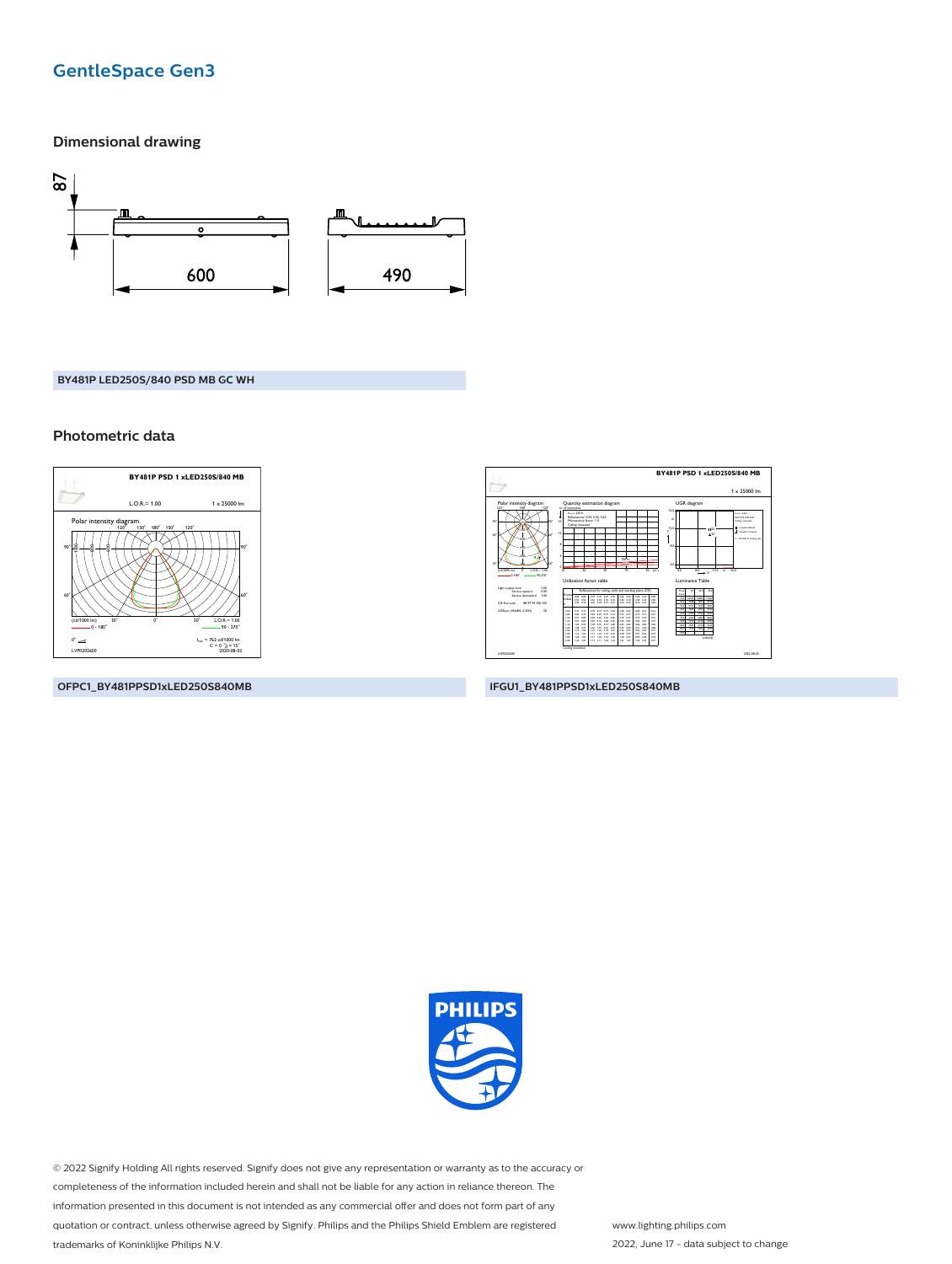## GentleSpace Gen3

### Dimensional drawing

87

600

490

BY481P LED250S/840 PSD MB GC WH

### Photometric data

BY481P PSD 1 xLED250S/840 MB

L.O.R.= 1.00

1 x 25000 lm

Polar intensity diagram

120° 150° 180° 150° 120°

90° 90°

60° 60°

(cd/1000 lm) 30° 0° 30° L.O.R.= 1.00

0 - 180° 90 - 270°

0° $I_{max}$ = 762 cd/1000 lm

C = 0 γ = 15°

LVP0202600 2020-08-03

OFPC1_BY481PPSD1xLED250S840MB

BY481P PSD 1 xLED250S/840 MB

1 x 25000 lm

Polar intensity diagram

Quantity estimation diagram

UGR diagram

Utilisation factor table

Luminance Table

IFGU1_BY481PPSD1xLED250S840MB

© 2022 Signify Holding All rights reserved. Signify does not give any representation or warranty as to the accuracy or completeness of the information included herein and shall not be liable for any action in reliance thereon. The information presented in this document is not intended as any commercial offer and does not form part of any quotation or contract, unless otherwise agreed by Signify. Philips and the Philips Shield Emblem are registered trademarks of Koninklijke Philips N.V.

www.lighting.philips.com

2022, June 17 - data subject to change